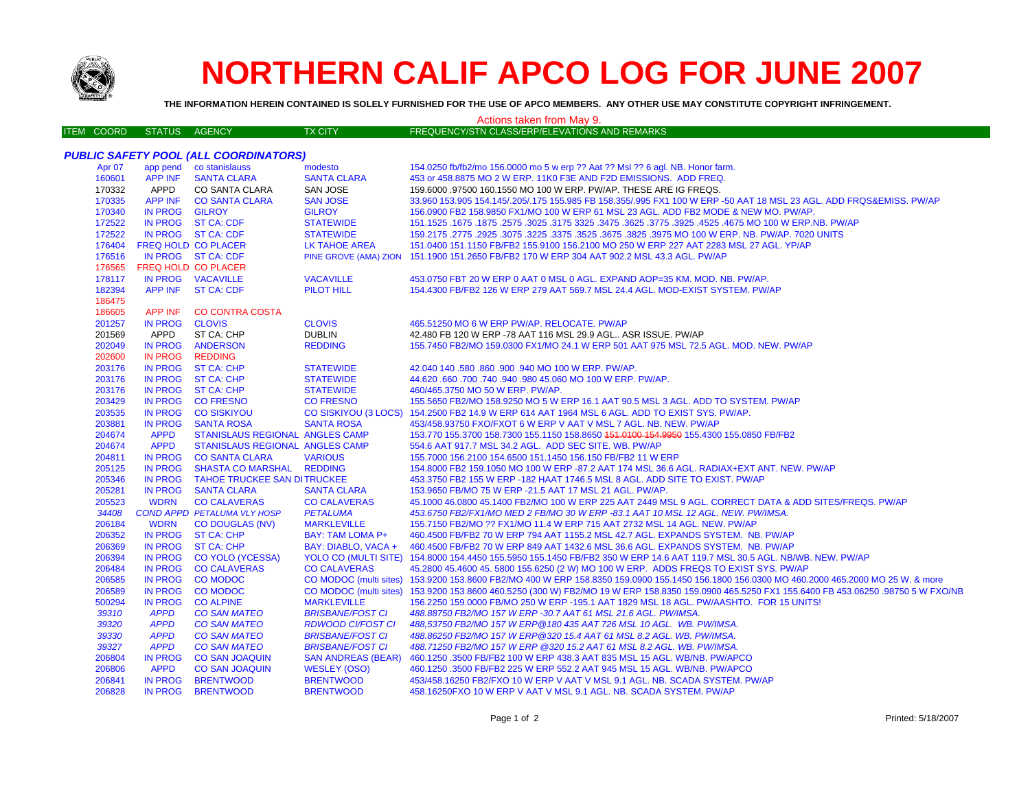# NORTHERN CALIF APCO LOG FOR JUNE 2007

**THE INFORMATION HEREIN CONTAINED IS SOLELY FURNISHED FOR THE USE OF APCO MEMBERS. ANY OTHER USE MAY CONSTITUTE COPYRIGHT INFRINGEMENT.**

Actions taken from May 9.

### *PUBLIC SAFETY POOL (ALL COORDINATORS)*

| ITEM | COORD | STATUS | AGENCY | TX CITY | FREQUENCY/STN CLASS/ERP/ELEVATIONS AND REMARKS |
|---|---|---|---|---|---|
| | Apr 07 | app pend | co stanislauss | modesto | 154.0250 fb/fb2/mo 156.0000 mo 5 w erp ?? Aat ?? Msl ?? 6 agl. NB. Honor farm. |
| | 160601 | APP INF | SANTA CLARA | SANTA CLARA | 453 or 458.8875 MO 2 W ERP. 11K0 F3E AND F2D EMISSIONS. ADD FREQ. |
| | 170332 | APPD | CO SANTA CLARA | SAN JOSE | 159.6000 .97500 160.1550 MO 100 W ERP. PW/AP. THESE ARE IG FREQS. |
| | 170335 | APP INF | CO SANTA CLARA | SAN JOSE | 33.960 153.905 154.145/.205/.175 155.985 FB 158.355/.995 FX1 100 W ERP -50 AAT 18 MSL 23 AGL. ADD FRQS&EMISS. PW/AP |
| | 170340 | IN PROG | GILROY | GILROY | 156.0900 FB2 158.9850 FX1/MO 100 W ERP 61 MSL 23 AGL. ADD FB2 MODE & NEW MO. PW/AP. |
| | 172522 | IN PROG | ST CA: CDF | STATEWIDE | 151.1525 .1675 .1875 .2575 .3025 .3175 3325 .3475 .3625 .3775 .3925 .4525 .4675 MO 100 W ERP.NB. PW/AP |
| | 172522 | IN PROG | ST CA: CDF | STATEWIDE | 159.2175 .2775 .2925 .3075 .3225 .3375 .3525 .3675 .3825 .3975 MO 100 W ERP. NB. PW/AP. 7020 UNITS |
| | 176404 | FREQ HOLD | CO PLACER | LK TAHOE AREA | 151.0400 151.1150 FB/FB2 155.9100 156.2100 MO 250 W ERP 227 AAT 2283 MSL 27 AGL. YP/AP |
| | 176516 | IN PROG | ST CA: CDF | PINE GROVE (AMA) ZION | 151.1900 151.2650 FB/FB2 170 W ERP 304 AAT 902.2 MSL 43.3 AGL. PW/AP |
| | 176565 | FREQ HOLD | CO PLACER | | |
| | 178117 | IN PROG | VACAVILLE | VACAVILLE | 453.0750 FBT 20 W ERP 0 AAT 0 MSL 0 AGL. EXPAND AOP=35 KM. MOD. NB. PW/AP. |
| | 182394 | APP INF | ST CA: CDF | PILOT HILL | 154.4300 FB/FB2 126 W ERP 279 AAT 569.7 MSL 24.4 AGL. MOD-EXIST SYSTEM. PW/AP |
| | 186475 | | | | |
| | 186605 | APP INF | CO CONTRA COSTA | | |
| | 201257 | IN PROG | CLOVIS | CLOVIS | 465.51250 MO 6 W ERP PW/AP. RELOCATE. PW/AP |
| | 201569 | APPD | ST CA: CHP | DUBLIN | 42.480 FB 120 W ERP -78 AAT 116 MSL 29.9 AGL.. ASR ISSUE. PW/AP |
| | 202049 | IN PROG | ANDERSON | REDDING | 155.7450 FB2/MO 159.0300 FX1/MO 24.1 W ERP 501 AAT 975 MSL 72.5 AGL. MOD. NEW. PW/AP |
| | 202600 | IN PROG | REDDING | | |
| | 203176 | IN PROG | ST CA: CHP | STATEWIDE | 42.040 140 .580 .860 .900 .940 MO 100 W ERP. PW/AP. |
| | 203176 | IN PROG | ST CA: CHP | STATEWIDE | 44.620 .660 .700 .740 .940 .980 45.060 MO 100 W ERP. PW/AP. |
| | 203176 | IN PROG | ST CA: CHP | STATEWIDE | 460/465.3750 MO 50 W ERP. PW/AP. |
| | 203429 | IN PROG | CO FRESNO | CO FRESNO | 155.5650 FB2/MO 158.9250 MO 5 W ERP 16.1 AAT 90.5 MSL 3 AGL. ADD TO SYSTEM. PW/AP |
| | 203535 | IN PROG | CO SISKIYOU | CO SISKIYOU (3 LOCS) | 154.2500 FB2 14.9 W ERP 614 AAT 1964 MSL 6 AGL. ADD TO EXIST SYS. PW/AP. |
| | 203881 | IN PROG | SANTA ROSA | SANTA ROSA | 453/458.93750 FXO/FXOT 6 W ERP V AAT V MSL 7 AGL. NB. NEW. PW/AP |
| | 204674 | APPD | STANISLAUS REGIONAL | ANGELS CAMP | 153.770 155.3700 158.7300 155.1150 158.8650 ~~151.0100 154.9950~~ 155.4300 155.0850 FB/FB2 |
| | 204674 | APPD | STANISLAUS REGIONAL | ANGELS CAMP | 554.6 AAT 917.7 MSL 34.2 AGL. ADD SEC SITE. WB. PW/AP |
| | 204811 | IN PROG | CO SANTA CLARA | VARIOUS | 155.7000 156.2100 154.6500 151.1450 156.150 FB/FB2 11 W ERP |
| | 205125 | IN PROG | SHASTA CO MARSHAL | REDDING | 154.8000 FB2 159.1050 MO 100 W ERP -87.2 AAT 174 MSL 36.6 AGL. RADIAX+EXT ANT. NEW. PW/AP |
| | 205346 | IN PROG | TAHOE TRUCKEE SAN DI | TRUCKEE | 453.3750 FB2 155 W ERP -182 HAAT 1746.5 MSL 8 AGL. ADD SITE TO EXIST. PW/AP |
| | 205281 | IN PROG | SANTA CLARA | SANTA CLARA | 153.9650 FB/MO 75 W ERP -21.5 AAT 17 MSL 21 AGL. PW/AP. |
| | 205523 | WDRN | CO CALAVERAS | CO CALAVERAS | 45.1000 46.0800 45.1400 FB2/MO 100 W ERP 225 AAT 2449 MSL 9 AGL. CORRECT DATA & ADD SITES/FREQS. PW/AP |
| | *34408* | *COND APPD* | *PETALUMA VLY HOSP* | *PETALUMA* | *453.6750 FB2/FX1/MO MED 2 FB/MO 30 W ERP -83.1 AAT 10 MSL 12 AGL. NEW. PW/IMSA.* |
| | 206184 | WDRN | CO DOUGLAS (NV) | MARKLEVILLE | 155.7150 FB2/MO ?? FX1/MO 11.4 W ERP 715 AAT 2732 MSL 14 AGL. NEW. PW/AP |
| | 206352 | IN PROG | ST CA: CHP | BAY: TAM LOMA P+ | 460.4500 FB/FB2 70 W ERP 794 AAT 1155.2 MSL 42.7 AGL. EXPANDS SYSTEM. NB. PW/AP |
| | 206369 | IN PROG | ST CA: CHP | BAY: DIABLO, VACA + | 460.4500 FB/FB2 70 W ERP 849 AAT 1432.6 MSL 36.6 AGL. EXPANDS SYSTEM. NB. PW/AP |
| | 206394 | IN PROG | CO YOLO (YCESSA) | YOLO CO (MULTI SITE) | 154.8000 154.4450 155.5950 155.1450 FB/FB2 350 W ERP 14.6 AAT 119.7 MSL 30.5 AGL. NB/WB. NEW. PW/AP |
| | 206484 | IN PROG | CO CALAVERAS | CO CALAVERAS | 45.2800 45.4600 45. 5800 155.6250 (2 W) MO 100 W ERP. ADDS FREQS TO EXIST SYS. PW/AP |
| | 206585 | IN PROG | CO MODOC | CO MODOC (multi sites) | 153.9200 153.8600 FB2/MO 400 W ERP 158.8350 159.0900 155.1450 156.1800 156.0300 MO 460.2000 465.2000 MO 25 W. & more |
| | 206589 | IN PROG | CO MODOC | CO MODOC (multi sites) | 153.9200 153.8600 460.5250 (300 W) FB2/MO 19 W ERP 158.8350 159.0900 465.5250 FX1 155.6400 FB 453.06250 .98750 5 W FXO/NB |
| | 500294 | IN PROG | CO ALPINE | MARKLEVILLE | 156.2250 159.0000 FB/MO 250 W ERP -195.1 AAT 1829 MSL 18 AGL. PW/AASHTO. FOR 15 UNITS! |
| | *39310* | *APPD* | *CO SAN MATEO* | *BRISBANE/FOST CI* | *488.88750 FB2/MO 157 W ERP -30.7 AAT 61 MSL 21.6 AGL. PW/IMSA.* |
| | *39320* | *APPD* | *CO SAN MATEO* | *RDWOOD CI/FOST CI* | *488,53750 FB2/MO 157 W ERP@180 435 AAT 726 MSL 10 AGL. WB. PW/IMSA.* |
| | *39330* | *APPD* | *CO SAN MATEO* | *BRISBANE/FOST CI* | *488.86250 FB2/MO 157 W ERP@320 15.4 AAT 61 MSL 8.2 AGL. WB. PW/IMSA.* |
| | *39327* | *APPD* | *CO SAN MATEO* | *BRISBANE/FOST CI* | *488.71250 FB2/MO 157 W ERP @320 15.2 AAT 61 MSL 8.2 AGL. WB. PW/IMSA.* |
| | 206804 | IN PROG | CO SAN JOAQUIN | SAN ANDREAS (BEAR) | 460.1250 .3500 FB/FB2 100 W ERP 438.3 AAT 835 MSL 15 AGL. WB/NB. PW/APCO |
| | 206806 | APPD | CO SAN JOAQUIN | WESLEY (OSO) | 460.1250 .3500 FB/FB2 225 W ERP 552.2 AAT 945 MSL 15 AGL. WB/NB. PW/APCO |
| | 206841 | IN PROG | BRENTWOOD | BRENTWOOD | 453/458.16250 FB2/FXO 10 W ERP V AAT V MSL 9.1 AGL. NB. SCADA SYSTEM. PW/AP |
| | 206828 | IN PROG | BRENTWOOD | BRENTWOOD | 458.16250FXO 10 W ERP V AAT V MSL 9.1 AGL. NB. SCADA SYSTEM. PW/AP |

Printed: 5/18/2007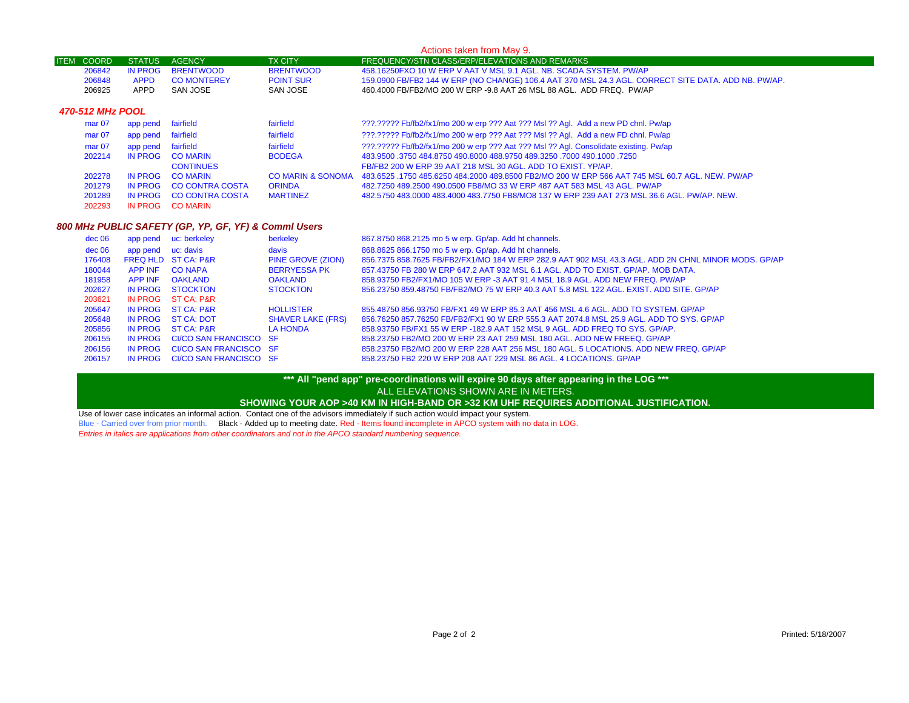Actions taken from May 9.

| ITEM | COORD | STATUS | AGENCY | TX CITY | FREQUENCY/STN CLASS/ERP/ELEVATIONS AND REMARKS |
|---|---|---|---|---|---|
| | 206842 | IN PROG | BRENTWOOD | BRENTWOOD | 458.16250FXO 10 W ERP V AAT V MSL 9.1 AGL. NB. SCADA SYSTEM. PW/AP |
| | 206848 | APPD | CO MONTEREY | POINT SUR | 159.0900 FB/FB2 144 W ERP (NO CHANGE) 106.4 AAT 370 MSL 24.3 AGL. CORRECT SITE DATA. ADD NB. PW/AP. |
| | 206925 | APPD | SAN JOSE | SAN JOSE | 460.4000 FB/FB2/MO 200 W ERP -9.8 AAT 26 MSL 88 AGL. ADD FREQ. PW/AP |
| ***470-512 MHz POOL*** | | | | | |
| | mar 07 | app pend | fairfield | fairfield | ???.????? Fb/fb2/fx1/mo 200 w erp ??? Aat ??? Msl ?? Agl. Add a new PD chnl. Pw/ap |
| | mar 07 | app pend | fairfield | fairfield | ???.????? Fb/fb2/fx1/mo 200 w erp ??? Aat ??? Msl ?? Agl. Add a new FD chnl. Pw/ap |
| | mar 07 | app pend | fairfield | fairfield | ???.????? Fb/fb2/fx1/mo 200 w erp ??? Aat ??? Msl ?? Agl. Consolidate existing. Pw/ap |
| | 202214 | IN PROG | CO MARIN CONTINUES | BODEGA | 483.9500 .3750 484.8750 490.8000 488.9750 489.3250 .7000 490.1000 .7250 FB/FB2 200 W ERP 39 AAT 218 MSL 30 AGL. ADD TO EXIST. YP/AP. |
| | 202278 | IN PROG | CO MARIN | CO MARIN & SONOMA | 483.6525 .1750 485.6250 484.2000 489.8500 FB2/MO 200 W ERP 566 AAT 745 MSL 60.7 AGL. NEW. PW/AP |
| | 201279 | IN PROG | CO CONTRA COSTA | ORINDA | 482.7250 489.2500 490.0500 FB8/MO 33 W ERP 487 AAT 583 MSL 43 AGL. PW/AP |
| | 201289 | IN PROG | CO CONTRA COSTA | MARTINEZ | 482.5750 483.0000 483.4000 483.7750 FB8/MO8 137 W ERP 239 AAT 273 MSL 36.6 AGL. PW/AP. NEW. |
| | 202293 | IN PROG | CO MARIN | | |
| ***800 MHz PUBLIC SAFETY (GP, YP, GF, YF) & Comml Users*** | | | | | |
| | dec 06 | app pend | uc: berkeley | berkeley | 867.8750 868.2125 mo 5 w erp. Gp/ap. Add ht channels. |
| | dec 06 | app pend | uc: davis | davis | 868.8625 866.1750 mo 5 w erp. Gp/ap. Add ht channels. |
| | 176408 | FREQ HLD | ST CA: P&R | PINE GROVE (ZION) | 856.7375 858.7625 FB/FB2/FX1/MO 184 W ERP 282.9 AAT 902 MSL 43.3 AGL. ADD 2N CHNL MINOR MODS. GP/AP |
| | 180044 | APP INF | CO NAPA | BERRYESSA PK | 857.43750 FB 280 W ERP 647.2 AAT 932 MSL 6.1 AGL. ADD TO EXIST. GP/AP. MOB DATA. |
| | 181958 | APP INF | OAKLAND | OAKLAND | 858.93750 FB2/FX1/MO 105 W ERP -3 AAT 91.4 MSL 18.9 AGL. ADD NEW FREQ. PW/AP |
| | 202627 | IN PROG | STOCKTON | STOCKTON | 856.23750 859.48750 FB/FB2/MO 75 W ERP 40.3 AAT 5.8 MSL 122 AGL. EXIST. ADD SITE. GP/AP |
| | 203621 | IN PROG | ST CA: P&R | | |
| | 205647 | IN PROG | ST CA: P&R | HOLLISTER | 855.48750 856.93750 FB/FX1 49 W ERP 85.3 AAT 456 MSL 4.6 AGL. ADD TO SYSTEM. GP/AP |
| | 205648 | IN PROG | ST CA: DOT | SHAVER LAKE (FRS) | 856.76250 857.76250 FB/FB2/FX1 90 W ERP 555.3 AAT 2074.8 MSL 25.9 AGL. ADD TO SYS. GP/AP |
| | 205856 | IN PROG | ST CA: P&R | LA HONDA | 858.93750 FB/FX1 55 W ERP -182.9 AAT 152 MSL 9 AGL. ADD FREQ TO SYS. GP/AP. |
| | 206155 | IN PROG | CI/CO SAN FRANCISCO | SF | 858.23750 FB2/MO 200 W ERP 23 AAT 259 MSL 180 AGL. ADD NEW FREEQ. GP/AP |
| | 206156 | IN PROG | CI/CO SAN FRANCISCO | SF | 858.23750 FB2/MO 200 W ERP 228 AAT 256 MSL 180 AGL. 5 LOCATIONS. ADD NEW FREQ. GP/AP |
| | 206157 | IN PROG | CI/CO SAN FRANCISCO | SF | 858.23750 FB2 220 W ERP 208 AAT 229 MSL 86 AGL. 4 LOCATIONS. GP/AP |

**\*\*\* All "pend app" pre-coordinations will expire 90 days after appearing in the LOG \*\*\***

ALL ELEVATIONS SHOWN ARE IN METERS.

**SHOWING YOUR AOP >40 KM IN HIGH-BAND OR >32 KM UHF REQUIRES ADDITIONAL JUSTIFICATION.**

Use of lower case indicates an informal action. Contact one of the advisors immediately if such action would impact your system.

Blue - Carried over from prior month. Black - Added up to meeting date. Red - Items found incomplete in APCO system with no data in LOG.

*Entries in italics are applications from other coordinators and not in the APCO standard numbering sequence.*

Printed: 5/18/2007